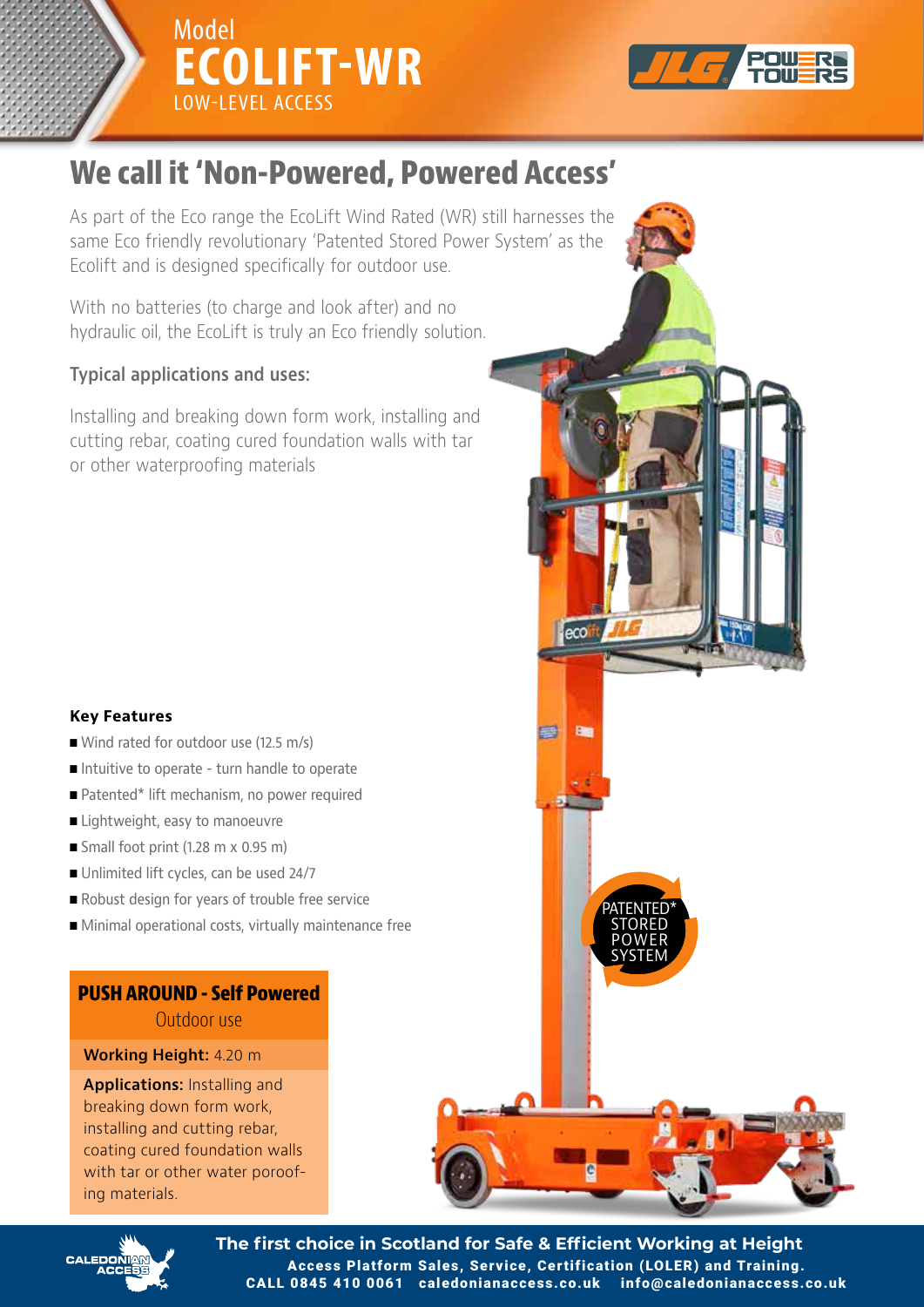Model
# ECOLIFT-WR
LOW-LEVEL ACCESS

## We call it 'Non-Powered, Powered Access'

As part of the Eco range the EcoLift Wind Rated (WR) still harnesses the same Eco friendly revolutionary 'Patented Stored Power System' as the Ecolift and is designed specifically for outdoor use.

With no batteries (to charge and look after) and no hydraulic oil, the EcoLift is truly an Eco friendly solution.

### Typical applications and uses:

Installing and breaking down form work, installing and cutting rebar, coating cured foundation walls with tar or other waterproofing materials

**Key Features**

- Wind rated for outdoor use (12.5 m/s)
- Intuitive to operate - turn handle to operate
- Patented* lift mechanism, no power required
- Lightweight, easy to manoeuvre
- Small foot print (1.28 m x 0.95 m)
- Unlimited lift cycles, can be used 24/7
- Robust design for years of trouble free service
- Minimal operational costs, virtually maintenance free

PATENTED* STORED POWER SYSTEM

**PUSH AROUND - Self Powered**
Outdoor use

**Working Height:** 4.20 m

**Applications:** Installing and breaking down form work, installing and cutting rebar, coating cured foundation walls with tar or other water poroofing materials.

**The first choice in Scotland for Safe & Efficient Working at Height**
**Access Platform Sales, Service, Certification (LOLER) and Training.**
**CALL 0845 410 0061 caledonianaccess.co.uk info@caledonianaccess.co.uk**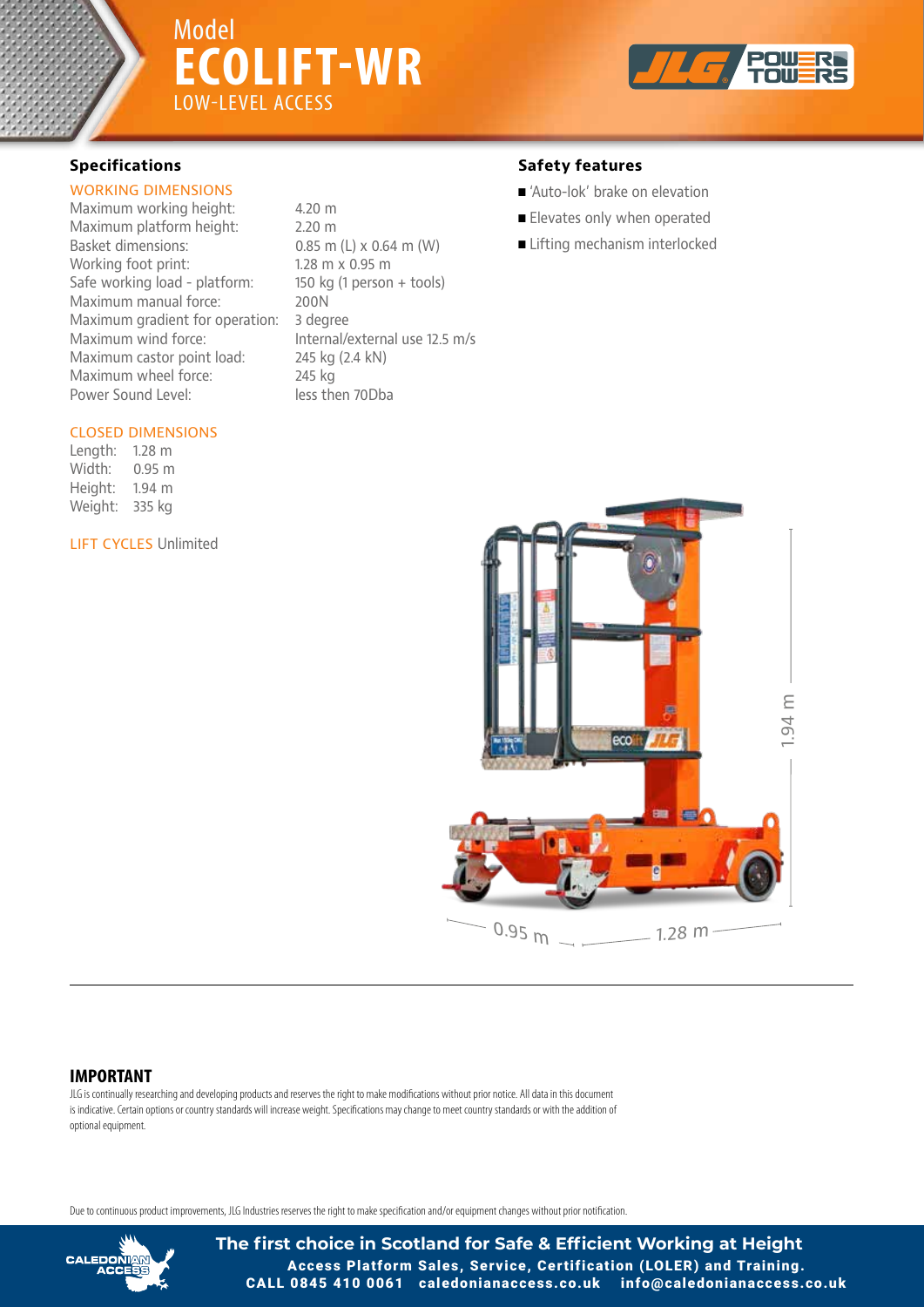Model
# ECOLIFT-WR
LOW-LEVEL ACCESS

## Specifications

### WORKING DIMENSIONS

| | |
|---|---|
| Maximum working height: | 4.20 m |
| Maximum platform height: | 2.20 m |
| Basket dimensions: | 0.85 m (L) x 0.64 m (W) |
| Working foot print: | 1.28 m x 0.95 m |
| Safe working load - platform: | 150 kg (1 person + tools) |
| Maximum manual force: | 200N |
| Maximum gradient for operation: | 3 degree |
| Maximum wind force: | Internal/external use 12.5 m/s |
| Maximum castor point load: | 245 kg (2.4 kN) |
| Maximum wheel force: | 245 kg |
| Power Sound Level: | less then 70Dba |

### CLOSED DIMENSIONS

| | |
|---|---|
| Length: | 1.28 m |
| Width: | 0.95 m |
| Height: | 1.94 m |
| Weight: | 335 kg |

LIFT CYCLES Unlimited

## Safety features

- 'Auto-lok' brake on elevation
- Elevates only when operated
- Lifting mechanism interlocked

1.94 m

0.95 m

1.28 m

## IMPORTANT

JLG is continually researching and developing products and reserves the right to make modifications without prior notice. All data in this document is indicative. Certain options or country standards will increase weight. Specifications may change to meet country standards or with the addition of optional equipment.

Due to continuous product improvements, JLG Industries reserves the right to make specification and/or equipment changes without prior notification.

**The first choice in Scotland for Safe & Efficient Working at Height**
**Access Platform Sales, Service, Certification (LOLER) and Training.**
**CALL 0845 410 0061 caledonianaccess.co.uk info@caledonianaccess.co.uk**